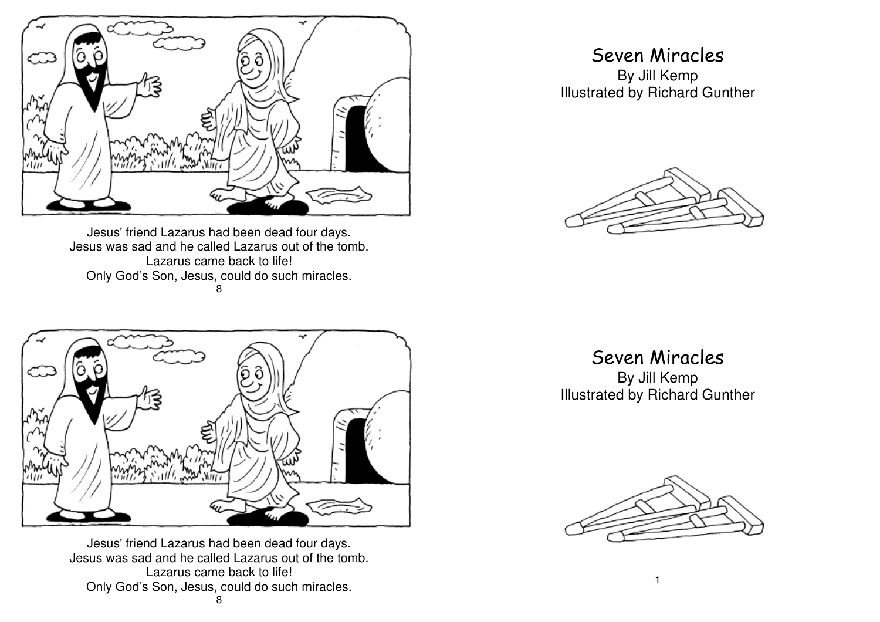Jesus' friend Lazarus had been dead four days.
Jesus was sad and he called Lazarus out of the tomb.
Lazarus came back to life!
Only God's Son, Jesus, could do such miracles.

# Seven Miracles

By Jill Kemp
Illustrated by Richard Gunther

Jesus' friend Lazarus had been dead four days.
Jesus was sad and he called Lazarus out of the tomb.
Lazarus came back to life!
Only God's Son, Jesus, could do such miracles.

# Seven Miracles

By Jill Kemp
Illustrated by Richard Gunther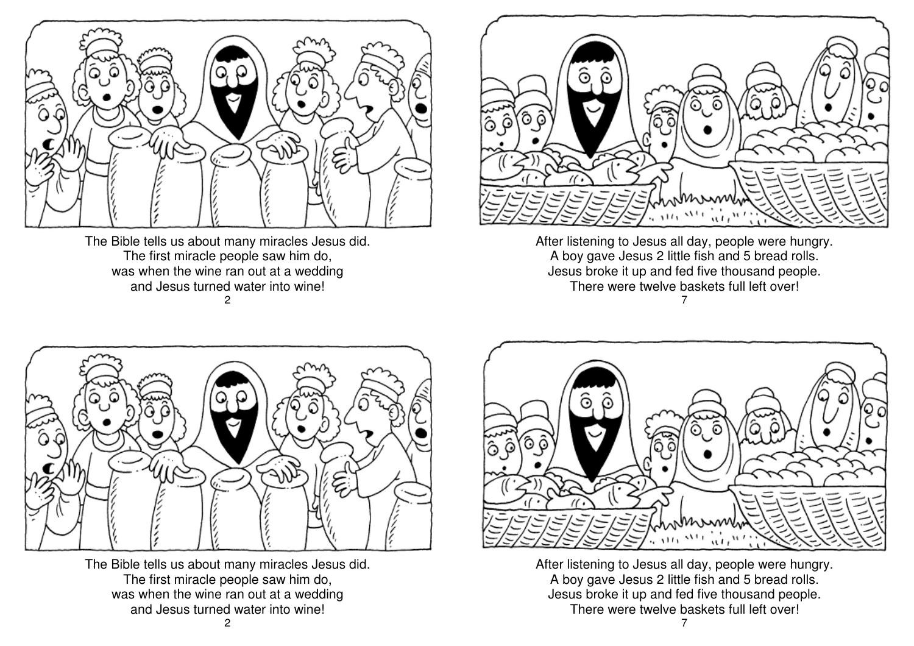The Bible tells us about many miracles Jesus did.
The first miracle people saw him do,
was when the wine ran out at a wedding
and Jesus turned water into wine!

After listening to Jesus all day, people were hungry.
A boy gave Jesus 2 little fish and 5 bread rolls.
Jesus broke it up and fed five thousand people.
There were twelve baskets full left over!

The Bible tells us about many miracles Jesus did.
The first miracle people saw him do,
was when the wine ran out at a wedding
and Jesus turned water into wine!

After listening to Jesus all day, people were hungry.
A boy gave Jesus 2 little fish and 5 bread rolls.
Jesus broke it up and fed five thousand people.
There were twelve baskets full left over!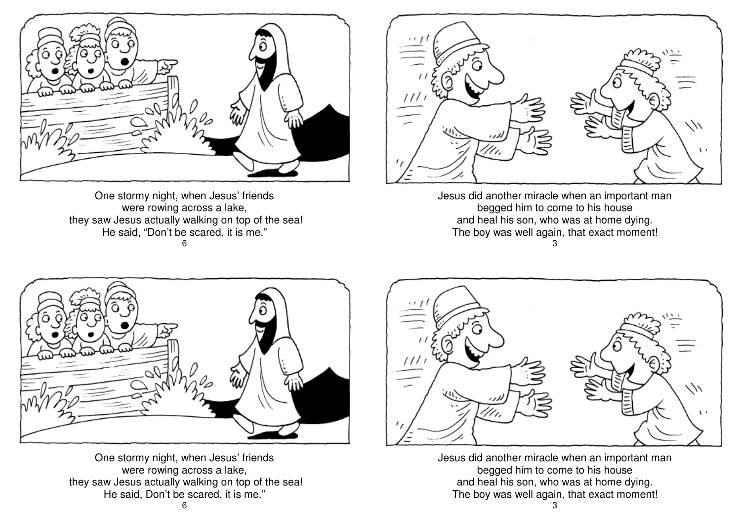One stormy night, when Jesus' friends
were rowing across a lake,
they saw Jesus actually walking on top of the sea!
He said, "Don't be scared, it is me."

Jesus did another miracle when an important man
begged him to come to his house
and heal his son, who was at home dying.
The boy was well again, that exact moment!

One stormy night, when Jesus' friends
were rowing across a lake,
they saw Jesus actually walking on top of the sea!
He said, Don't be scared, it is me."

Jesus did another miracle when an important man
begged him to come to his house
and heal his son, who was at home dying.
The boy was well again, that exact moment!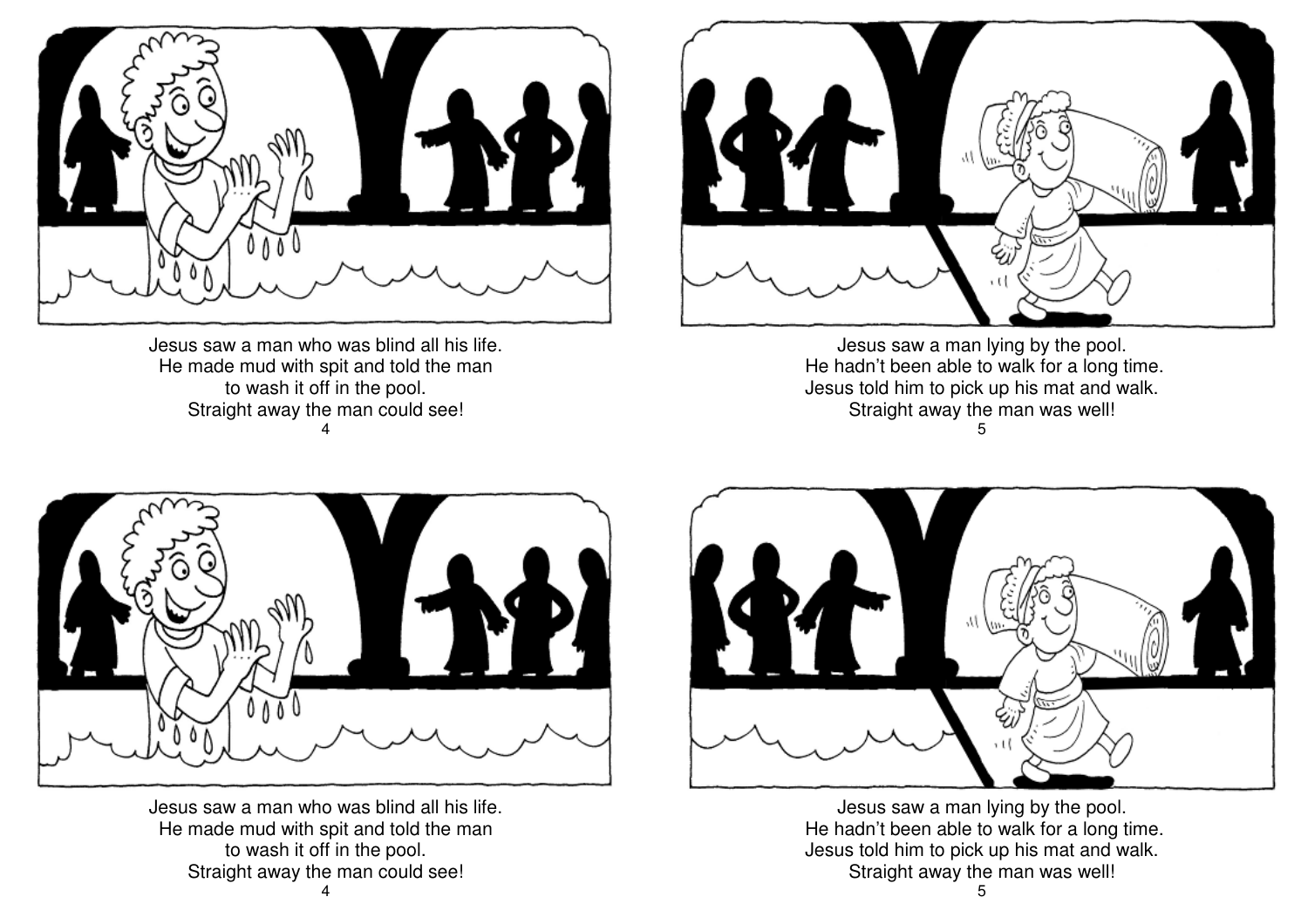Jesus saw a man who was blind all his life.
He made mud with spit and told the man
to wash it off in the pool.
Straight away the man could see!

Jesus saw a man lying by the pool.
He hadn't been able to walk for a long time.
Jesus told him to pick up his mat and walk.
Straight away the man was well!

Jesus saw a man who was blind all his life.
He made mud with spit and told the man
to wash it off in the pool.
Straight away the man could see!

Jesus saw a man lying by the pool.
He hadn't been able to walk for a long time.
Jesus told him to pick up his mat and walk.
Straight away the man was well!